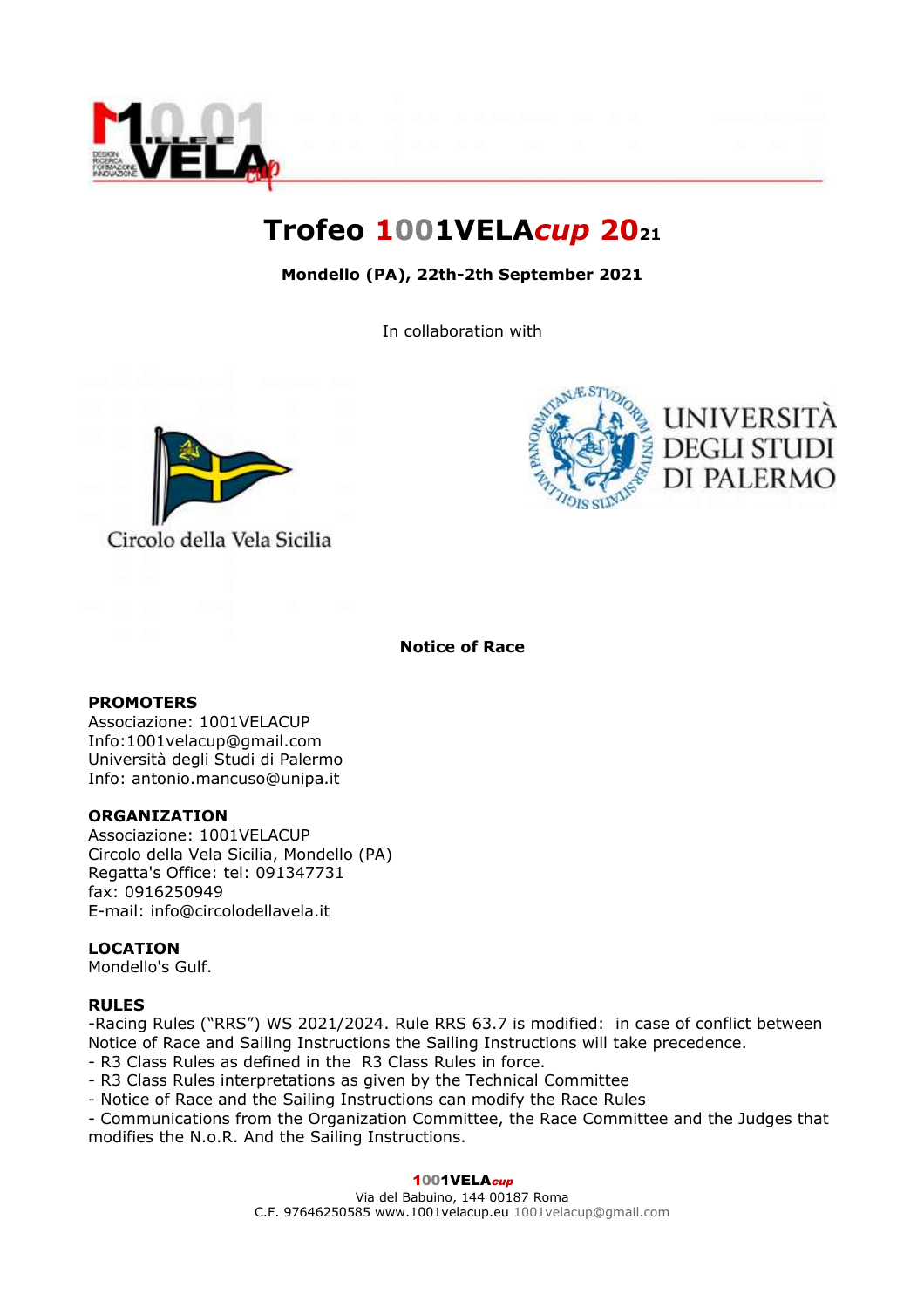# Trofeo 1001VELA*cup* 2021

**Mondello (PA), 22th-2th September 2021**

In collaboration with

Circolo della Vela Sicilia

UNIVERSITÀ DEGLI STUDI DI PALERMO

**Notice of Race**

**PROMOTERS**
Associazione: 1001VELACUP
Info:1001velacup@gmail.com
Università degli Studi di Palermo
Info: antonio.mancuso@unipa.it

**ORGANIZATION**
Associazione: 1001VELACUP
Circolo della Vela Sicilia, Mondello (PA)
Regatta's Office: tel: 091347731
fax: 0916250949
E-mail: info@circolodellavela.it

**LOCATION**
Mondello's Gulf.

**RULES**
-Racing Rules ("RRS") WS 2021/2024. Rule RRS 63.7 is modified: in case of conflict between Notice of Race and Sailing Instructions the Sailing Instructions will take precedence.
- R3 Class Rules as defined in the R3 Class Rules in force.
- R3 Class Rules interpretations as given by the Technical Committee
- Notice of Race and the Sailing Instructions can modify the Race Rules
- Communications from the Organization Committee, the Race Committee and the Judges that modifies the N.o.R. And the Sailing Instructions.

**1001VELA*cup***
Via del Babuino, 144 00187 Roma
C.F. 97646250585 www.1001velacup.eu 1001velacup@gmail.com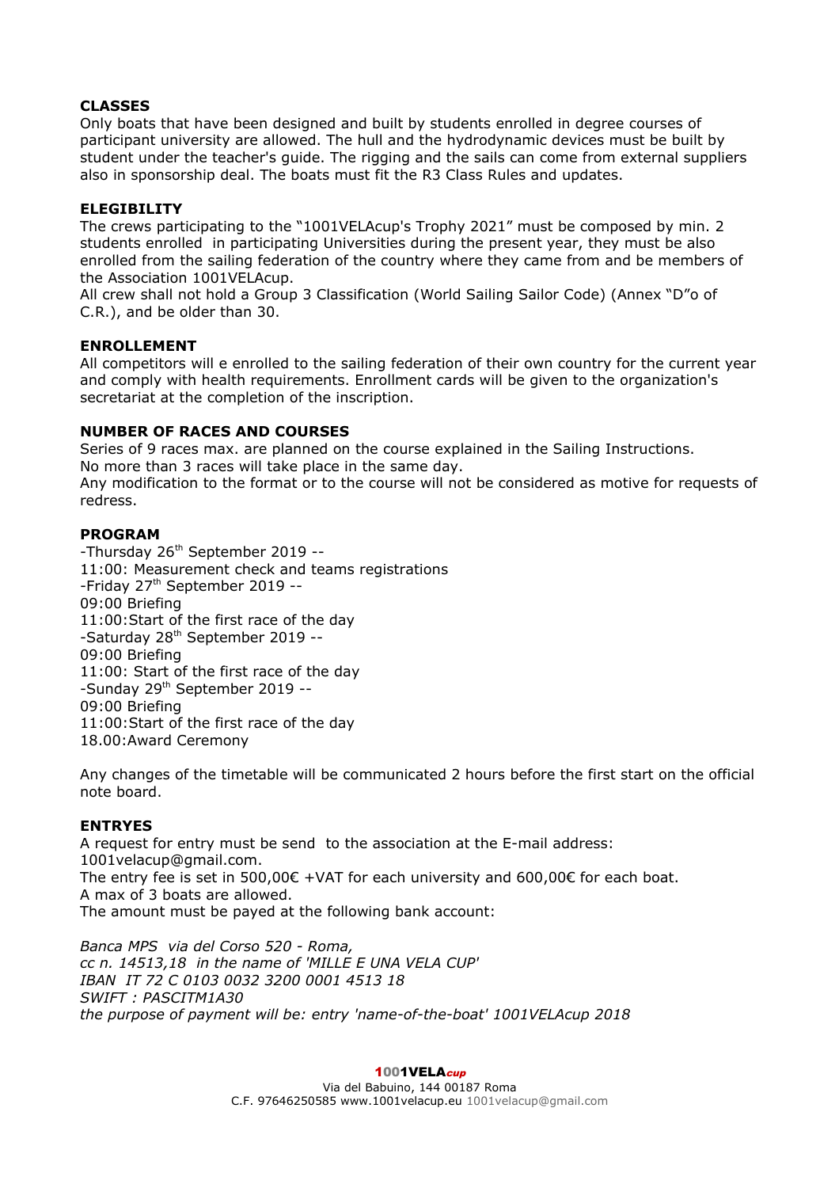**CLASSES**

Only boats that have been designed and built by students enrolled in degree courses of participant university are allowed. The hull and the hydrodynamic devices must be built by student under the teacher's guide. The rigging and the sails can come from external suppliers also in sponsorship deal. The boats must fit the R3 Class Rules and updates.

**ELEGIBILITY**

The crews participating to the "1001VELAcup's Trophy 2021" must be composed by min. 2 students enrolled in participating Universities during the present year, they must be also enrolled from the sailing federation of the country where they came from and be members of the Association 1001VELAcup.

All crew shall not hold a Group 3 Classification (World Sailing Sailor Code) (Annex "D"o of C.R.), and be older than 30.

**ENROLLEMENT**

All competitors will e enrolled to the sailing federation of their own country for the current year and comply with health requirements. Enrollment cards will be given to the organization's secretariat at the completion of the inscription.

**NUMBER OF RACES AND COURSES**

Series of 9 races max. are planned on the course explained in the Sailing Instructions.
No more than 3 races will take place in the same day.
Any modification to the format or to the course will not be considered as motive for requests of redress.

**PROGRAM**

-Thursday 26th September 2019 --
11:00: Measurement check and teams registrations
-Friday 27th September 2019 --
09:00 Briefing
11:00:Start of the first race of the day
-Saturday 28th September 2019 --
09:00 Briefing
11:00: Start of the first race of the day
-Sunday 29th September 2019 --
09:00 Briefing
11:00:Start of the first race of the day
18.00:Award Ceremony

Any changes of the timetable will be communicated 2 hours before the first start on the official note board.

**ENTRYES**

A request for entry must be send to the association at the E-mail address: 1001velacup@gmail.com.
The entry fee is set in 500,00€ +VAT for each university and 600,00€ for each boat.
A max of 3 boats are allowed.
The amount must be payed at the following bank account:

*Banca MPS via del Corso 520 - Roma,*
*cc n. 14513,18 in the name of 'MILLE E UNA VELA CUP'*
*IBAN IT 72 C 0103 0032 3200 0001 4513 18*
*SWIFT : PASCITM1A30*
*the purpose of payment will be: entry 'name-of-the-boat' 1001VELAcup 2018*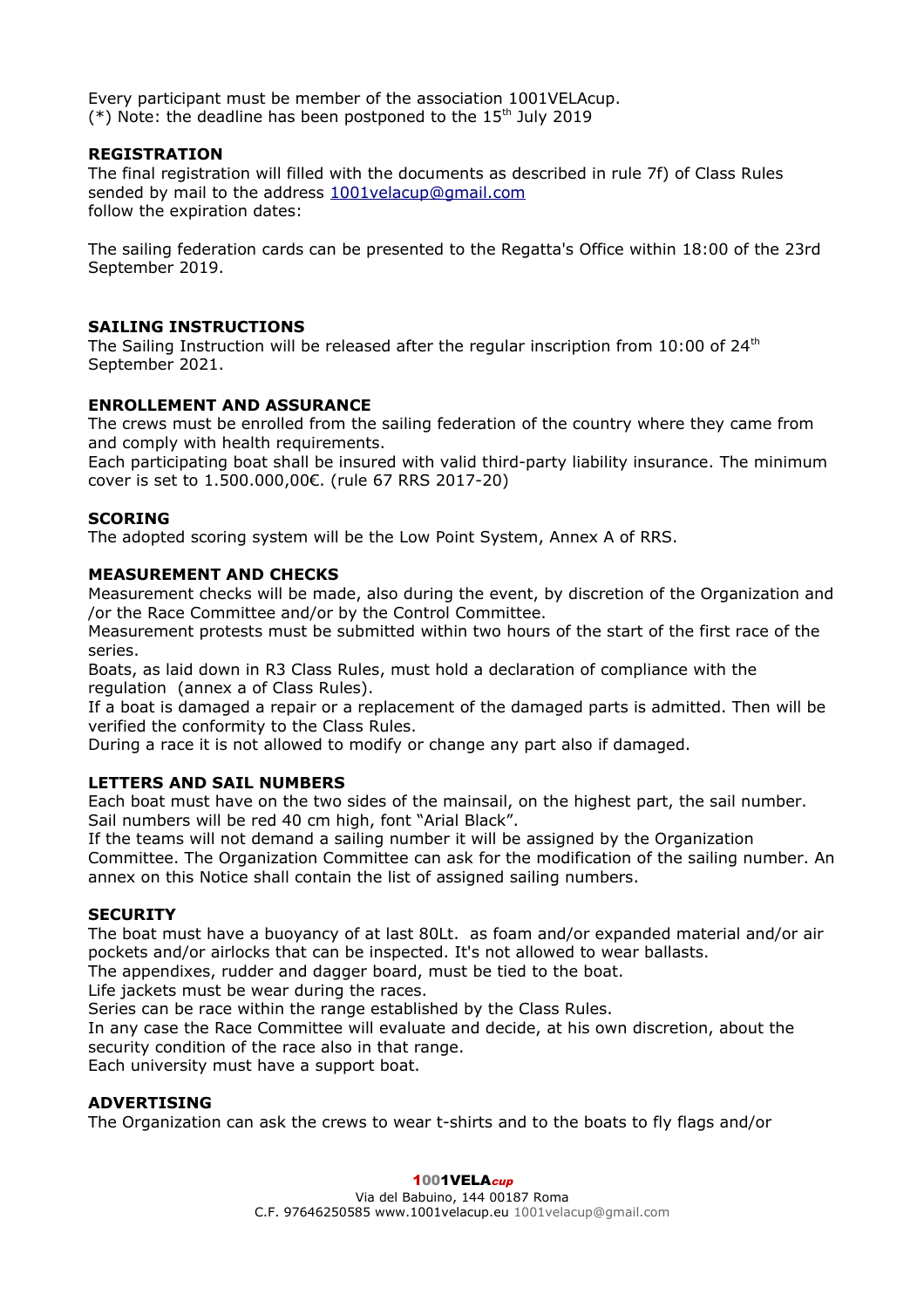Every participant must be member of the association 1001VELAcup.
(*) Note: the deadline has been postponed to the 15th July 2019

## REGISTRATION

The final registration will filled with the documents as described in rule 7f) of Class Rules sended by mail to the address 1001velacup@gmail.com
follow the expiration dates:

The sailing federation cards can be presented to the Regatta's Office within 18:00 of the 23rd September 2019.

## SAILING INSTRUCTIONS

The Sailing Instruction will be released after the regular inscription from 10:00 of 24th September 2021.

## ENROLLEMENT AND ASSURANCE

The crews must be enrolled from the sailing federation of the country where they came from and comply with health requirements.
Each participating boat shall be insured with valid third-party liability insurance. The minimum cover is set to 1.500.000,00€. (rule 67 RRS 2017-20)

## SCORING

The adopted scoring system will be the Low Point System, Annex A of RRS.

## MEASUREMENT AND CHECKS

Measurement checks will be made, also during the event, by discretion of the Organization and /or the Race Committee and/or by the Control Committee.
Measurement protests must be submitted within two hours of the start of the first race of the series.
Boats, as laid down in R3 Class Rules, must hold a declaration of compliance with the regulation (annex a of Class Rules).
If a boat is damaged a repair or a replacement of the damaged parts is admitted. Then will be verified the conformity to the Class Rules.
During a race it is not allowed to modify or change any part also if damaged.

## LETTERS AND SAIL NUMBERS

Each boat must have on the two sides of the mainsail, on the highest part, the sail number. Sail numbers will be red 40 cm high, font "Arial Black".
If the teams will not demand a sailing number it will be assigned by the Organization Committee. The Organization Committee can ask for the modification of the sailing number. An annex on this Notice shall contain the list of assigned sailing numbers.

## SECURITY

The boat must have a buoyancy of at last 80Lt. as foam and/or expanded material and/or air pockets and/or airlocks that can be inspected. It's not allowed to wear ballasts.
The appendixes, rudder and dagger board, must be tied to the boat.
Life jackets must be wear during the races.
Series can be race within the range established by the Class Rules.
In any case the Race Committee will evaluate and decide, at his own discretion, about the security condition of the race also in that range.
Each university must have a support boat.

## ADVERTISING

The Organization can ask the crews to wear t-shirts and to the boats to fly flags and/or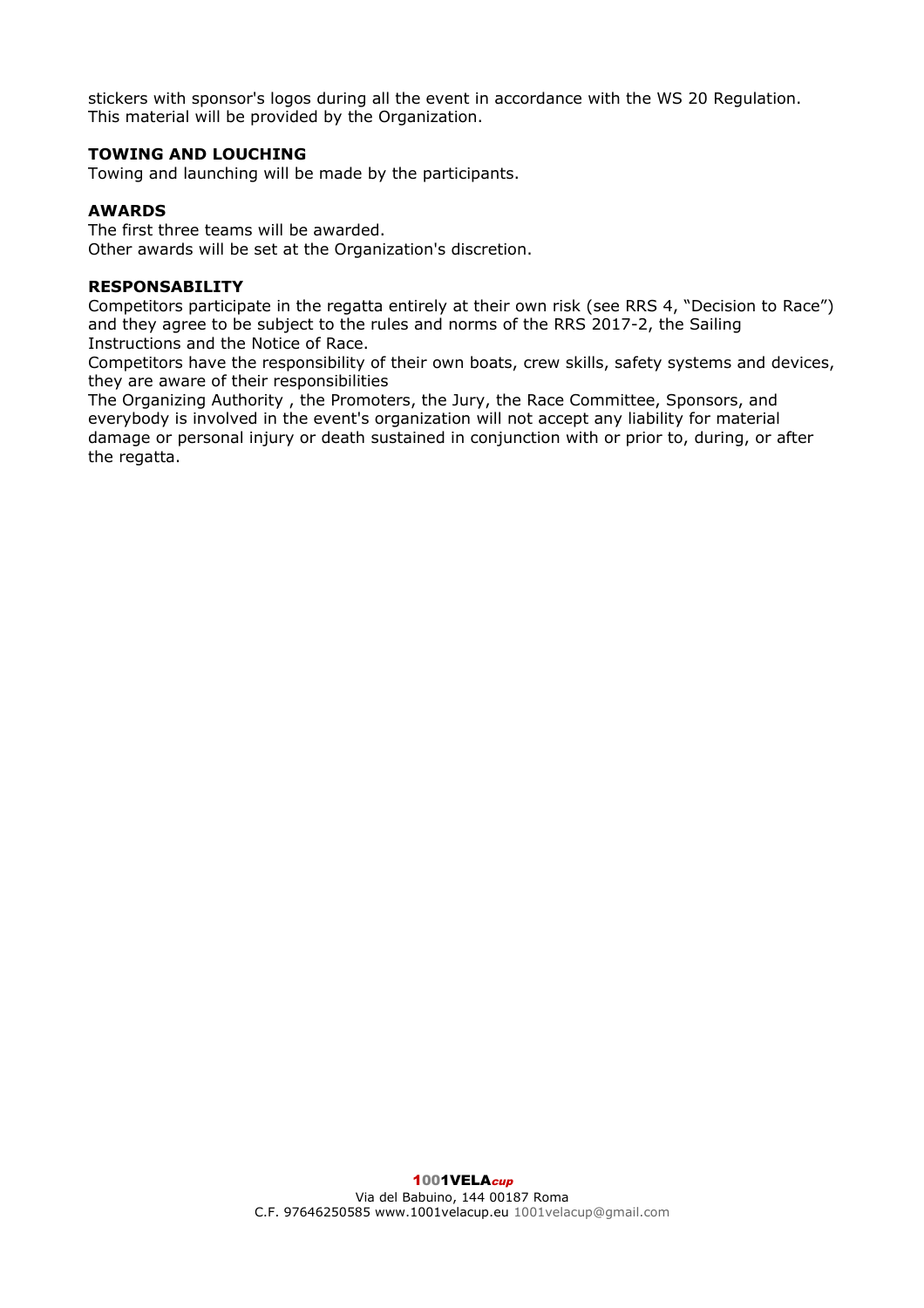stickers with sponsor's logos during all the event in accordance with the WS 20 Regulation. This material will be provided by the Organization.

**TOWING AND LOUCHING**

Towing and launching will be made by the participants.

**AWARDS**

The first three teams will be awarded.
Other awards will be set at the Organization's discretion.

**RESPONSABILITY**

Competitors participate in the regatta entirely at their own risk (see RRS 4, "Decision to Race") and they agree to be subject to the rules and norms of the RRS 2017-2, the Sailing Instructions and the Notice of Race.
Competitors have the responsibility of their own boats, crew skills, safety systems and devices, they are aware of their responsibilities
The Organizing Authority , the Promoters, the Jury, the Race Committee, Sponsors, and everybody is involved in the event's organization will not accept any liability for material damage or personal injury or death sustained in conjunction with or prior to, during, or after the regatta.

1001VELA*cup*
Via del Babuino, 144 00187 Roma
C.F. 97646250585 www.1001velacup.eu 1001velacup@gmail.com